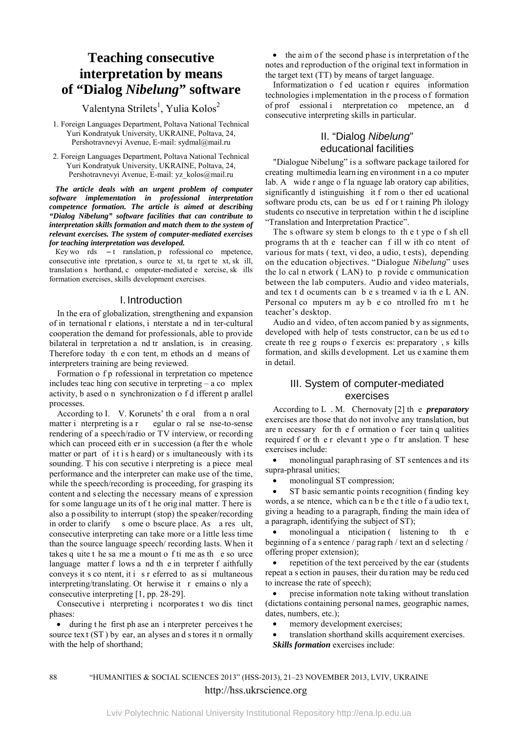# Teaching consecutive interpretation by means of "Dialog *Nibelung*" software

Valentyna Strilets[1], Yulia Kolos[2]

1. Foreign Languages Department, Poltava National Technical Yuri Kondratyuk University, UKRAINE, Poltava, 24, Pershotravnevyi Avenue, E-mail: sydmal@mail.ru

2. Foreign Languages Department, Poltava National Technical Yuri Kondratyuk University, UKRAINE, Poltava, 24, Pershotravnevyi Avenue, E-mail: yz_kolos@mail.ru

***The article deals with an urgent problem of computer software implementation in professional interpretation competence formation. The article is aimed at describing "Dialog Nibelung" software facilities that can contribute to interpretation skills formation and match them to the system of relevant exercises. The system of computer-mediated exercises for teaching interpretation was developed.***

Key words – translation, professional competence, consecutive interpretation, source text, target text, skill, translation shorthand, computer-mediated exercise, skills formation exercises, skills development exercises.

## I. Introduction

In the era of globalization, strengthening and expansion of international relations, interstate and inter-cultural cooperation the demand for professionals, able to provide bilateral interpretation and translation, is increasing. Therefore today the content, methods and means of interpreters training are being reviewed.

Formation of professional interpretation competence includes teaching consecutive interpreting – a complex activity, based on synchronization of different parallel processes.

According to I. V. Korunets' the oral from an oral matter interpreting is a regular oral sense-to-sense rendering of a speech/radio or TV interview, or recording which can proceed either in succession (after the whole matter or part of it is heard) or simultaneously with its sounding. This consecutive interpreting is a piece meal performance and the interpreter can make use of the time, while the speech/recording is proceeding, for grasping its content and selecting the necessary means of expression for some language units of the original matter. There is also a possibility to interrupt (stop) the speaker/recording in order to clarify some obscure place. As a result, consecutive interpreting can take more or a little less time than the source language speech/ recording lasts. When it takes quite the same amount of time as the source language matter flows and the interpreter faithfully conveys its content, it is referred to as simultaneous interpreting/translating. Otherwise it remains only a consecutive interpreting [1, pp. 28-29].

Consecutive interpreting incorporates two distinct phases:

- during the first phase an interpreter perceives the source text (ST) by ear, analyses and stores it normally with the help of shorthand;
- the aim of the second phase is interpretation of the notes and reproduction of the original text information in the target text (TT) by means of target language.

Informatization of education requires information technologies implementation in the process of formation of professional interpretation competence, and consecutive interpreting skills in particular.

## II. "Dialog *Nibelung*" educational facilities

"Dialogue Nibelung" is a software package tailored for creating multimedia learning environment in a computer lab. A wide range of language laboratory capabilities, significantly distinguishing it from other educational software products, can be used for training Philology students consecutive interpretation within the discipline "Translation and Interpretation Practice".

The software system belongs to the type of shell programs that the teacher can fill with content of various formats (text, video, audio, tests), depending on the education objectives. "Dialogue *Nibelung*" uses the local network (LAN) to provide communication between the lab computers. Audio and video materials, and text documents can be streamed via the LAN. Personal computers may be controlled from the teacher's desktop.

Audio and video, often accompanied by assignments, developed with help of tests constructor, can be used to create three groups of exercises: preparatory, skills formation, and skills development. Let us examine them in detail.

## III. System of computer-mediated exercises

According to L. M. Chernovaty [2] the ***preparatory*** exercises are those that do not involve any translation, but are necessary for the formation of certain qualities required for the relevant type of translation. These exercises include:

- monolingual paraphrasing of ST sentences and its supra-phrasal unities;
- monolingual ST compression;
- ST basic semantic points recognition (finding key words, a sentence, which can be the title of audio text, giving a heading to a paragraph, finding the main idea of a paragraph, identifying the subject of ST);
- monolingual anticipation (listening to the beginning of a sentence / paragraph / text and selecting / offering proper extension);
- repetition of the text perceived by the ear (students repeat a section in pauses, their duration may be reduced to increase the rate of speech);
- precise information note taking without translation (dictations containing personal names, geographic names, dates, numbers, etc.);
- memory development exercises;
- translation shorthand skills acquirement exercises.

***Skills formation*** exercises include: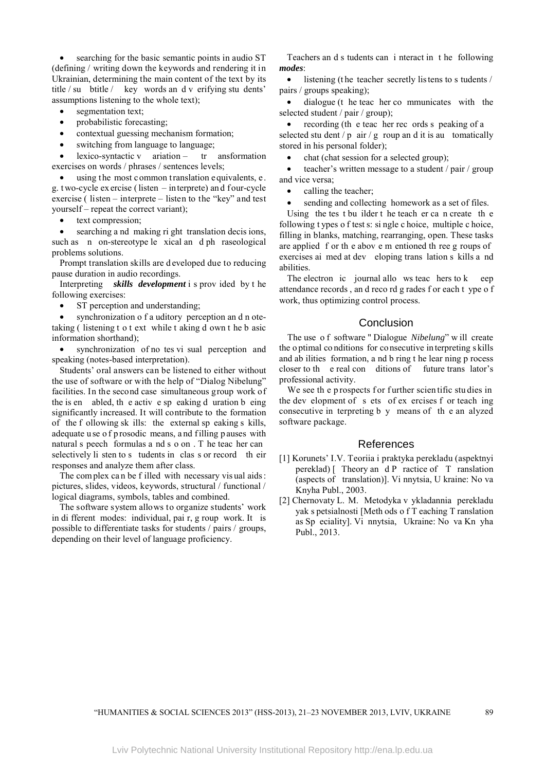- searching for the basic semantic points in audio ST (defining / writing down the keywords and rendering it in Ukrainian, determining the main content of the text by its title / subtitle / key words and verifying students' assumptions listening to the whole text);
- segmentation text;
- probabilistic forecasting;
- contextual guessing mechanism formation;
- switching from language to language;
- lexico-syntactic variation – transformation exercises on words / phrases / sentences levels;
- using the most common translation equivalents, e. g. two-cycle exercise (listen – interpret) and four-cycle exercise (listen – interprete – listen to the "key" and test yourself – repeat the correct variant);
- text compression;
- searching and making right translation decisions, such as non-stereotype lexical and phraseological problems solutions.

Prompt translation skills are developed due to reducing pause duration in audio recordings.

Interpreting ***skills development*** is provided by the following exercises:

- ST perception and understanding;
- synchronization of auditory perception and notetaking (listening to text while taking down the basic information shorthand);
- synchronization of notes visual perception and speaking (notes-based interpretation).

Students' oral answers can be listened to either without the use of software or with the help of "Dialog Nibelung" facilities. In the second case simultaneous group work of the is enabled, the active speaking duration being significantly increased. It will contribute to the formation of the following skills: the external speaking skills, adequate use of prosodic means, and filling pauses with natural speech formulas and so on. The teacher can selectively listen to students in class or record their responses and analyze them after class.

The complex can be filled with necessary visual aids: pictures, slides, videos, keywords, structural / functional / logical diagrams, symbols, tables and combined.

The software system allows to organize students' work in different modes: individual, pair, group work. It is possible to differentiate tasks for students / pairs / groups, depending on their level of language proficiency.

Teachers and students can interact in the following ***modes***:

- listening (the teacher secretly listens to students / pairs / groups speaking);
- dialogue (the teacher communicates with the selected student / pair / group);
- recording (the teacher records speaking of a selected student / pair / group and it is automatically stored in his personal folder);
- chat (chat session for a selected group);
- teacher's written message to a student / pair / group and vice versa;
- calling the teacher;
- sending and collecting homework as a set of files.

Using the test builder the teacher can create the following types of tests: single choice, multiple choice, filling in blanks, matching, rearranging, open. These tasks are applied for the above mentioned three groups of exercises aimed at developing translation skills and abilities.

The electronic journal allows teachers to keep attendance records, and record grades for each type of work, thus optimizing control process.

## Conclusion

The use of software " Dialogue *Nibelung*" will create the optimal conditions for consecutive interpreting skills and abilities formation, and bring the learning process closer to the real conditions of future translator's professional activity.

We see the prospects for further scientific studies in the development of sets of exercises for teaching consecutive interpreting by means of the analyzed software package.

## References

[1] Korunets' I.V. Teoriia i praktyka perekladu (aspektnyi pereklad) [Theory and Practice of Translation (aspects of translation)]. Vinnytsia, Ukraine: Nova Knyha Publ., 2003.

[2] Chernovaty L. M. Metodyka vykladannia perekladu yak spetsialnosti [Methods of Teaching Translation as Speciality]. Vinnytsia, Ukraine: Nova Knyha Publ., 2013.